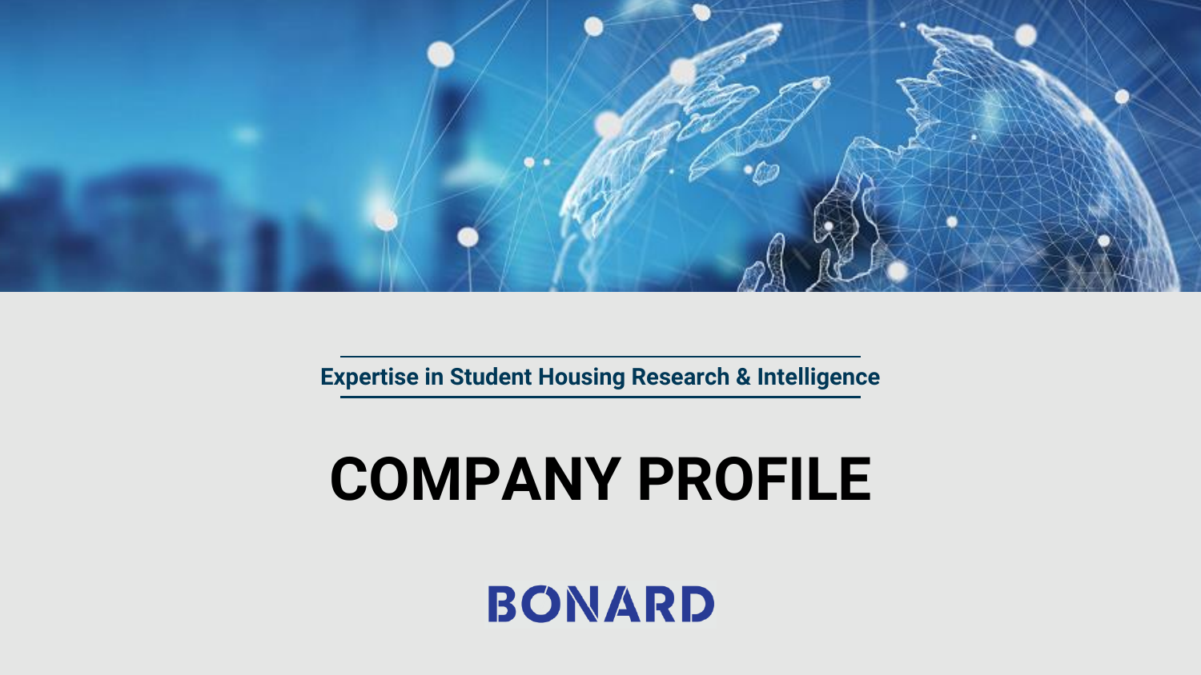**Expertise in Student Housing Research & Intelligence**

# COMPANY PROFILE

BONARD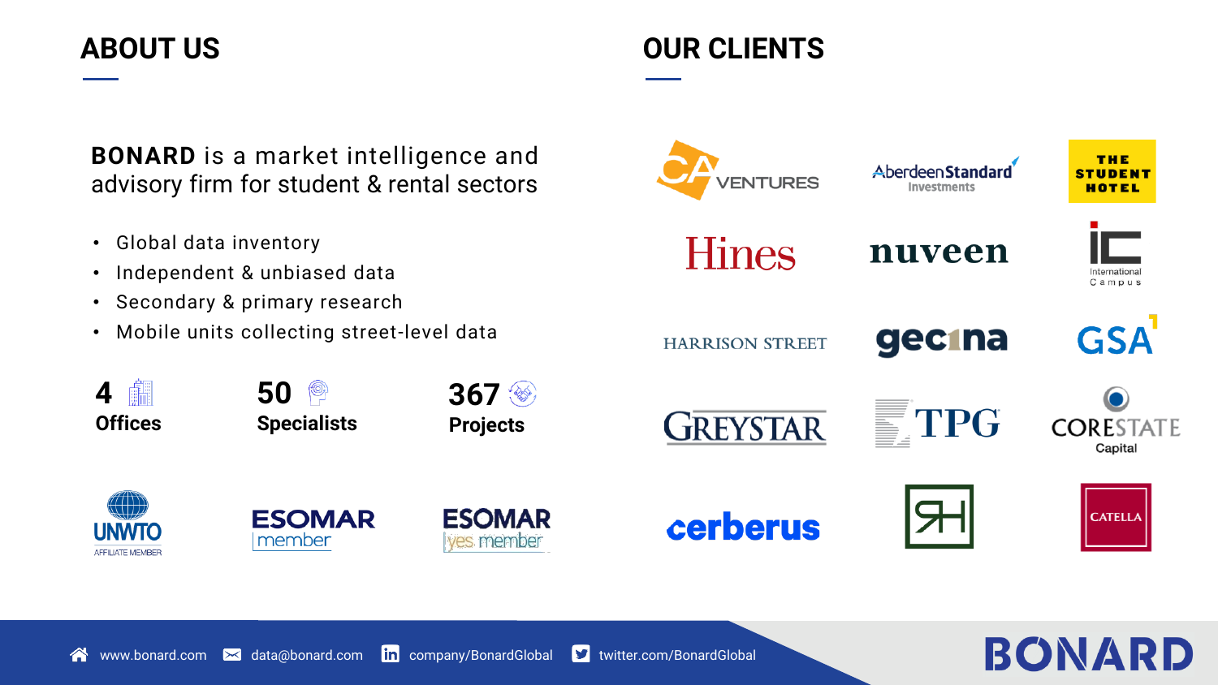## ABOUT US

**BONARD** is a market intelligence and advisory firm for student & rental sectors

- Global data inventory
- Independent & unbiased data
- Secondary & primary research
- Mobile units collecting street-level data

**4** Offices

**50** Specialists

**367** Projects

UNWTO AFFILIATE MEMBER

ESOMAR member

ESOMAR yes member

## OUR CLIENTS

CA VENTURES

Aberdeen Standard Investments

THE STUDENT HOTEL

Hines

nuveen

IC International Campus

HARRISON STREET

gecina

GSA

GREYSTAR

TPG

CORESTATE Capital

cerberus

CATELLA

www.bonard.com | data@bonard.com | company/BonardGlobal | twitter.com/BonardGlobal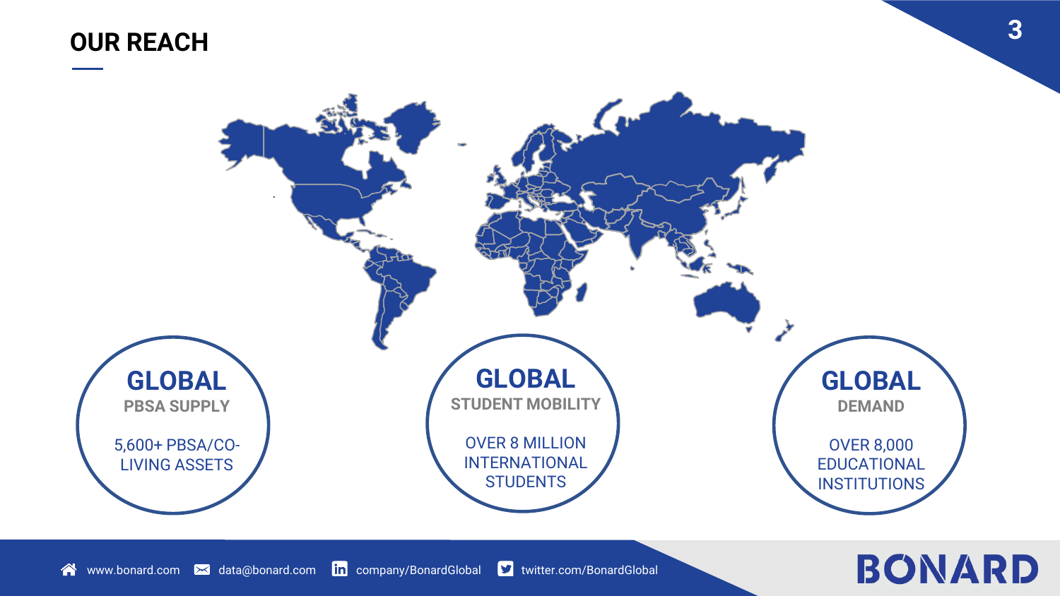# OUR REACH

**GLOBAL**
PBSA SUPPLY

5,600+ PBSA/CO-LIVING ASSETS

**GLOBAL**
STUDENT MOBILITY

OVER 8 MILLION INTERNATIONAL STUDENTS

**GLOBAL**
DEMAND

OVER 8,000 EDUCATIONAL INSTITUTIONS

www.bonard.com data@bonard.com company/BonardGlobal twitter.com/BonardGlobal

BONARD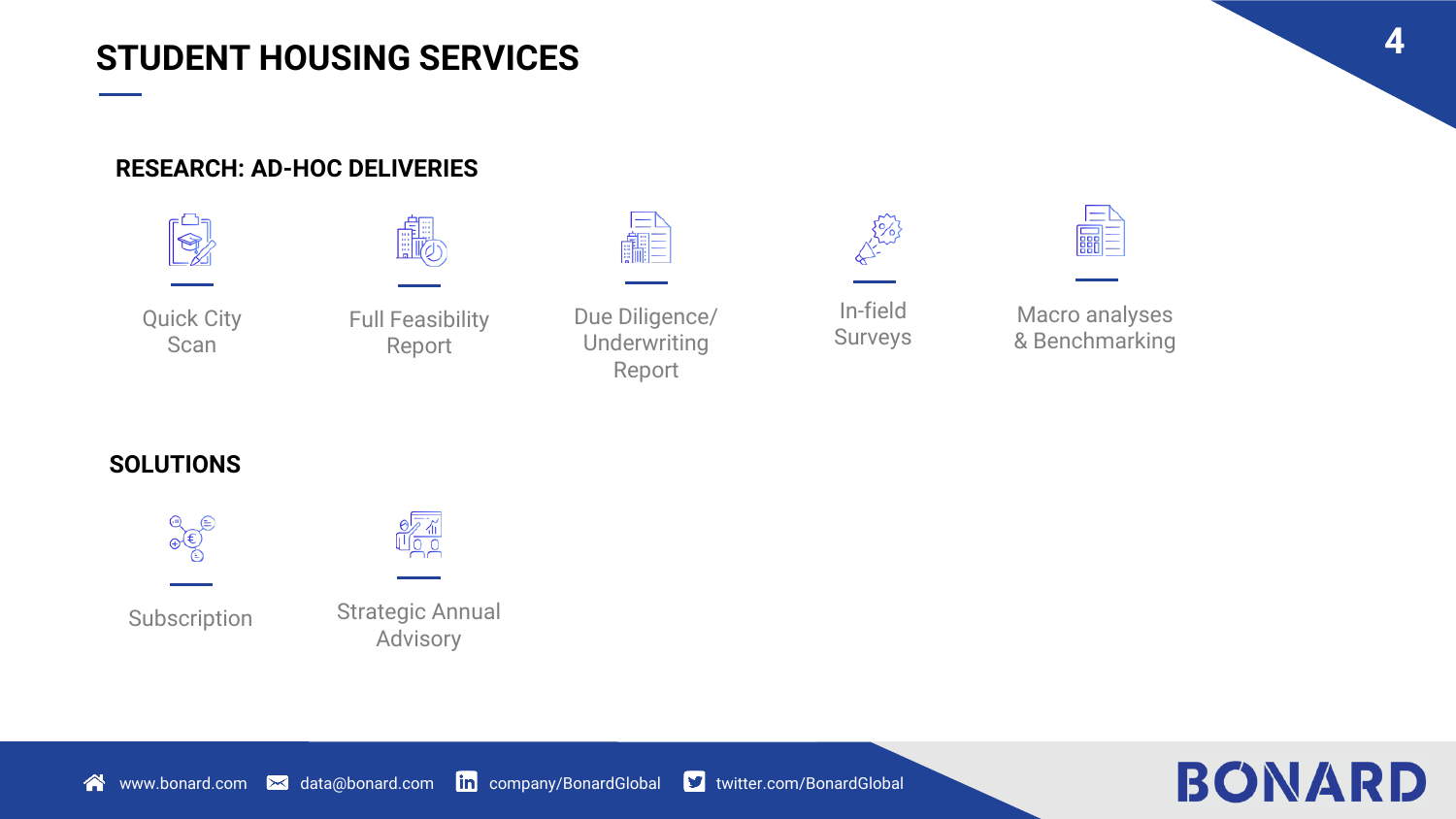# STUDENT HOUSING SERVICES

## RESEARCH: AD-HOC DELIVERIES

- Quick City Scan
- Full Feasibility Report
- Due Diligence/ Underwriting Report
- In-field Surveys
- Macro analyses & Benchmarking

## SOLUTIONS

- Subscription
- Strategic Annual Advisory

www.bonard.com | data@bonard.com | company/BonardGlobal | twitter.com/BonardGlobal

BONARD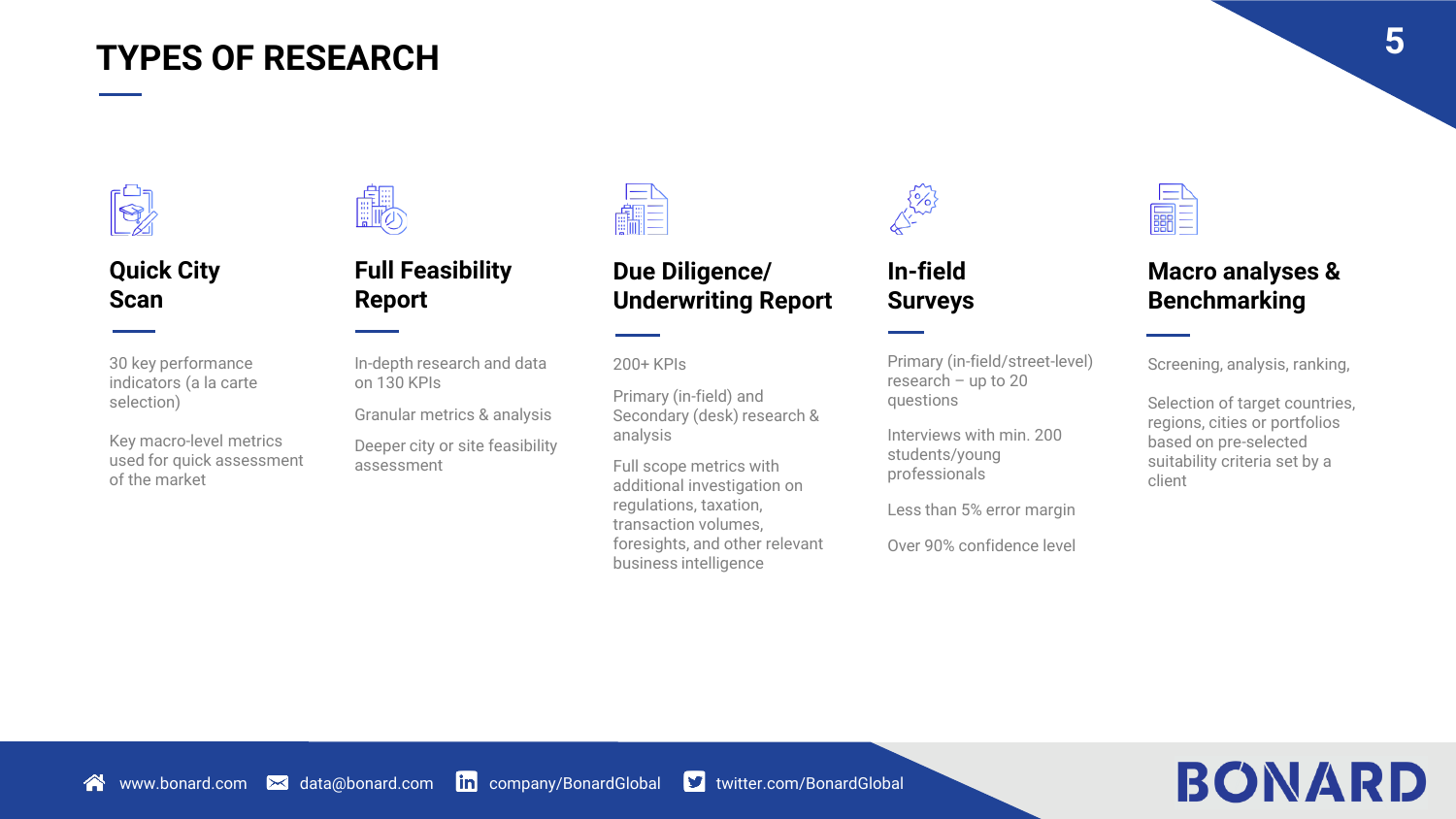# TYPES OF RESEARCH

## Quick City Scan

30 key performance indicators (a la carte selection)

Key macro-level metrics used for quick assessment of the market

## Full Feasibility Report

In-depth research and data on 130 KPIs

Granular metrics & analysis

Deeper city or site feasibility assessment

## Due Diligence/ Underwriting Report

200+ KPIs

Primary (in-field) and Secondary (desk) research & analysis

Full scope metrics with additional investigation on regulations, taxation, transaction volumes, foresights, and other relevant business intelligence

## In-field Surveys

Primary (in-field/street-level) research – up to 20 questions

Interviews with min. 200 students/young professionals

Less than 5% error margin

Over 90% confidence level

## Macro analyses & Benchmarking

Screening, analysis, ranking,

Selection of target countries, regions, cities or portfolios based on pre-selected suitability criteria set by a client

www.bonard.com | data@bonard.com | company/BonardGlobal | twitter.com/BonardGlobal

BONARD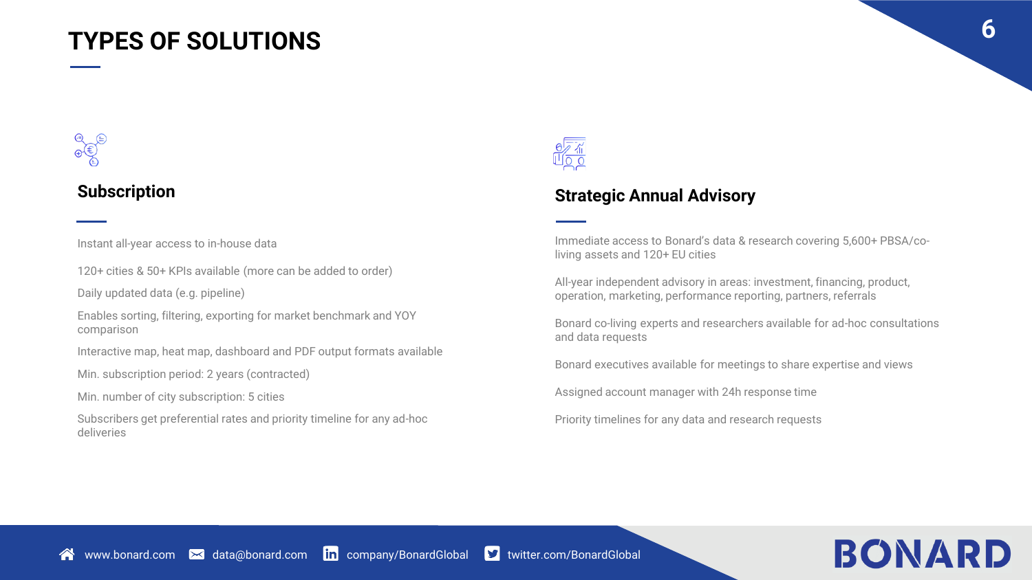# TYPES OF SOLUTIONS

## Subscription

- Instant all-year access to in-house data
- 120+ cities & 50+ KPIs available (more can be added to order)
- Daily updated data (e.g. pipeline)
- Enables sorting, filtering, exporting for market benchmark and YOY comparison
- Interactive map, heat map, dashboard and PDF output formats available
- Min. subscription period: 2 years (contracted)
- Min. number of city subscription: 5 cities
- Subscribers get preferential rates and priority timeline for any ad-hoc deliveries

## Strategic Annual Advisory

- Immediate access to Bonard's data & research covering 5,600+ PBSA/co-living assets and 120+ EU cities
- All-year independent advisory in areas: investment, financing, product, operation, marketing, performance reporting, partners, referrals
- Bonard co-living experts and researchers available for ad-hoc consultations and data requests
- Bonard executives available for meetings to share expertise and views
- Assigned account manager with 24h response time
- Priority timelines for any data and research requests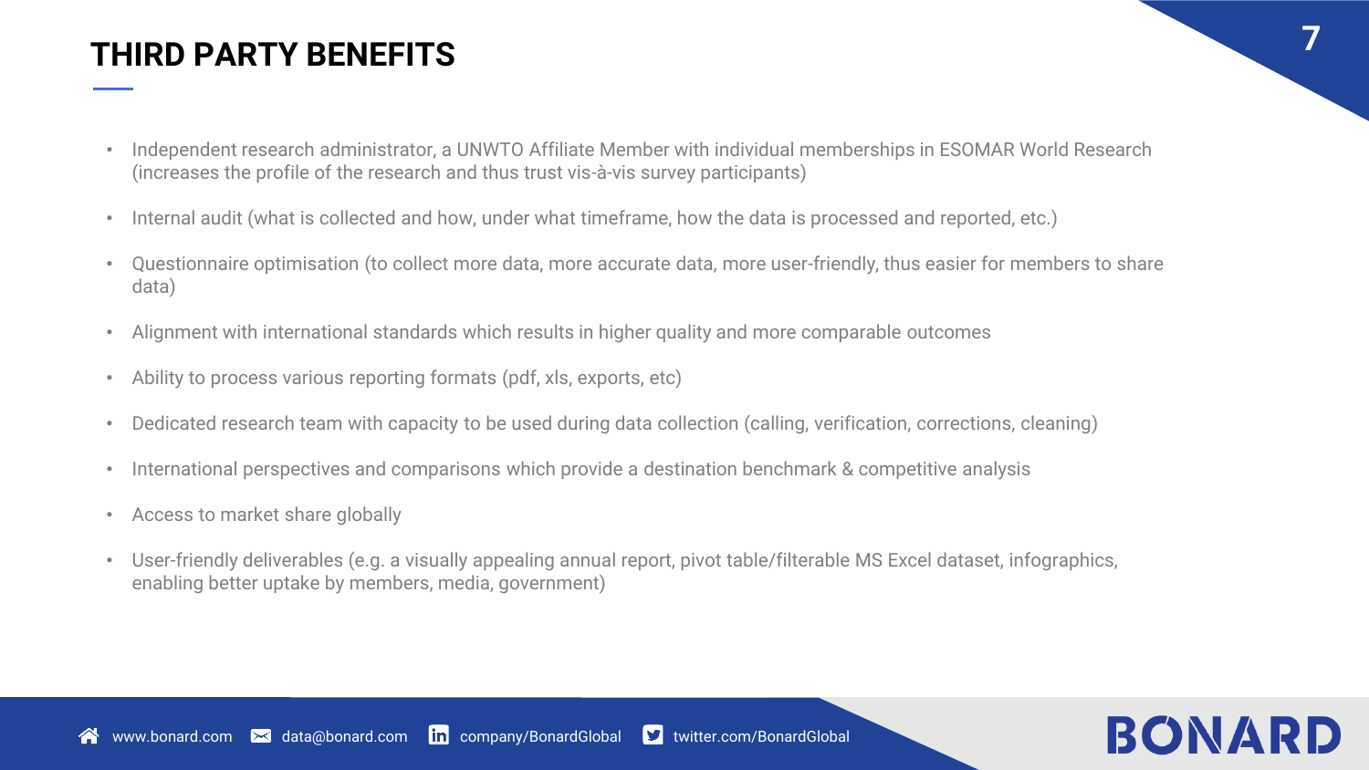# THIRD PARTY BENEFITS

- Independent research administrator, a UNWTO Affiliate Member with individual memberships in ESOMAR World Research (increases the profile of the research and thus trust vis-à-vis survey participants)
- Internal audit (what is collected and how, under what timeframe, how the data is processed and reported, etc.)
- Questionnaire optimisation (to collect more data, more accurate data, more user-friendly, thus easier for members to share data)
- Alignment with international standards which results in higher quality and more comparable outcomes
- Ability to process various reporting formats (pdf, xls, exports, etc)
- Dedicated research team with capacity to be used during data collection (calling, verification, corrections, cleaning)
- International perspectives and comparisons which provide a destination benchmark & competitive analysis
- Access to market share globally
- User-friendly deliverables (e.g. a visually appealing annual report, pivot table/filterable MS Excel dataset, infographics, enabling better uptake by members, media, government)

www.bonard.com data@bonard.com company/BonardGlobal twitter.com/BonardGlobal

BONARD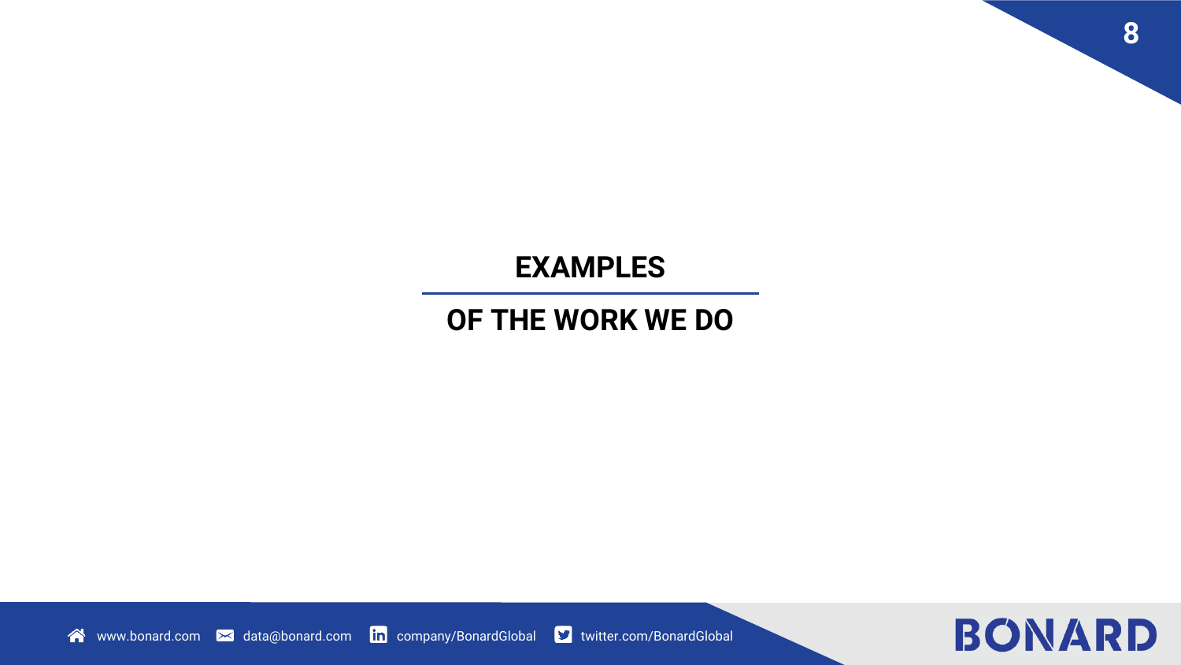# EXAMPLES

## OF THE WORK WE DO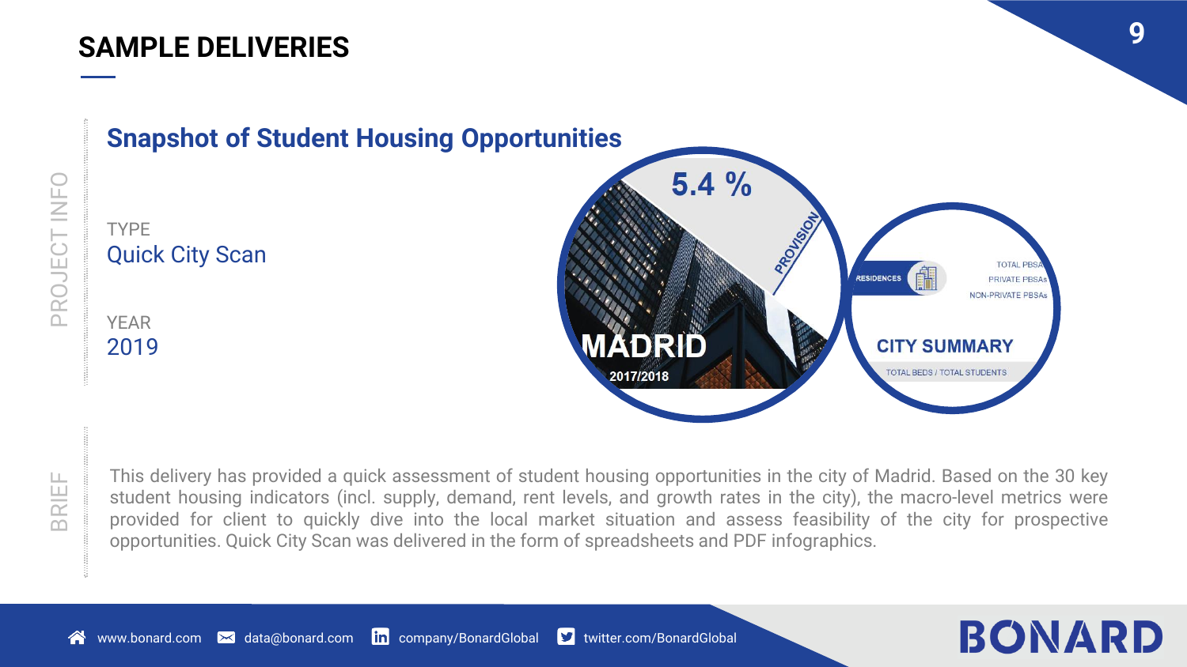# SAMPLE DELIVERIES

PROJECT INFO

## Snapshot of Student Housing Opportunities

TYPE
Quick City Scan

YEAR
2019

5.4 %

PROVISION

MADRID
2017/2018

RESIDENCES

TOTAL PBSA
PRIVATE PBSAs
NON-PRIVATE PBSAs

CITY SUMMARY
TOTAL BEDS / TOTAL STUDENTS

BRIEF

This delivery has provided a quick assessment of student housing opportunities in the city of Madrid. Based on the 30 key student housing indicators (incl. supply, demand, rent levels, and growth rates in the city), the macro-level metrics were provided for client to quickly dive into the local market situation and assess feasibility of the city for prospective opportunities. Quick City Scan was delivered in the form of spreadsheets and PDF infographics.

www.bonard.com data@bonard.com company/BonardGlobal twitter.com/BonardGlobal

BONARD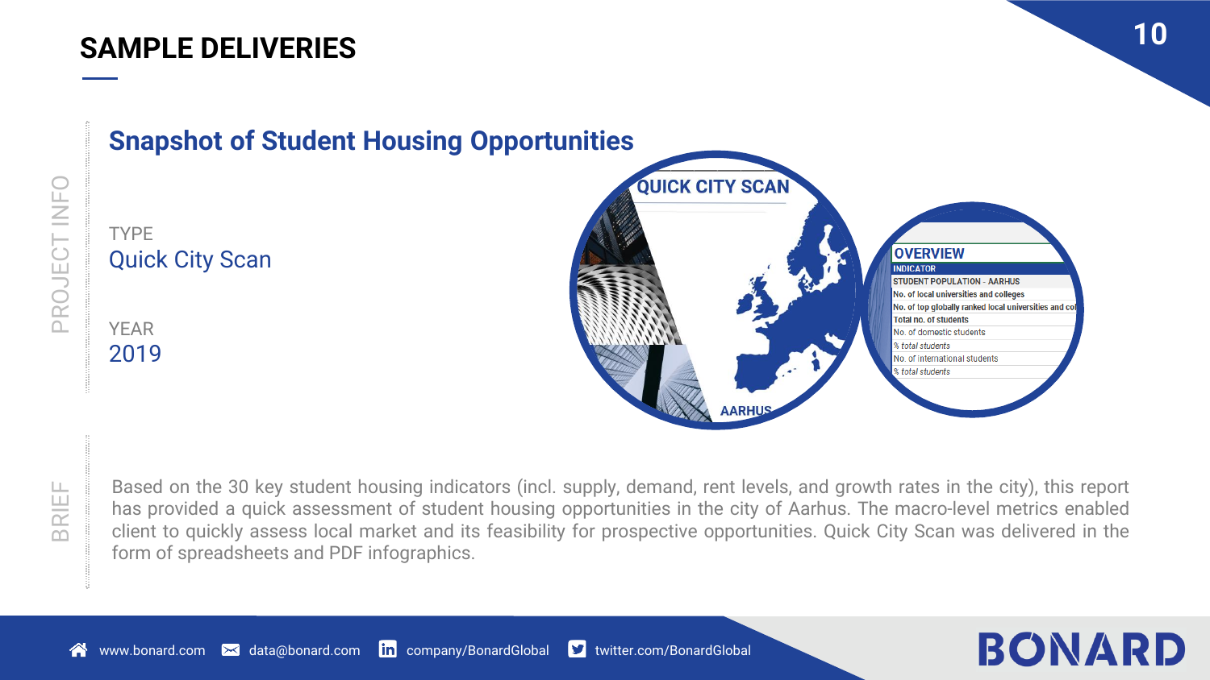# SAMPLE DELIVERIES

PROJECT INFO

## Snapshot of Student Housing Opportunities

TYPE

Quick City Scan

YEAR

2019

BRIEF

Based on the 30 key student housing indicators (incl. supply, demand, rent levels, and growth rates in the city), this report has provided a quick assessment of student housing opportunities in the city of Aarhus. The macro-level metrics enabled client to quickly assess local market and its feasibility for prospective opportunities. Quick City Scan was delivered in the form of spreadsheets and PDF infographics.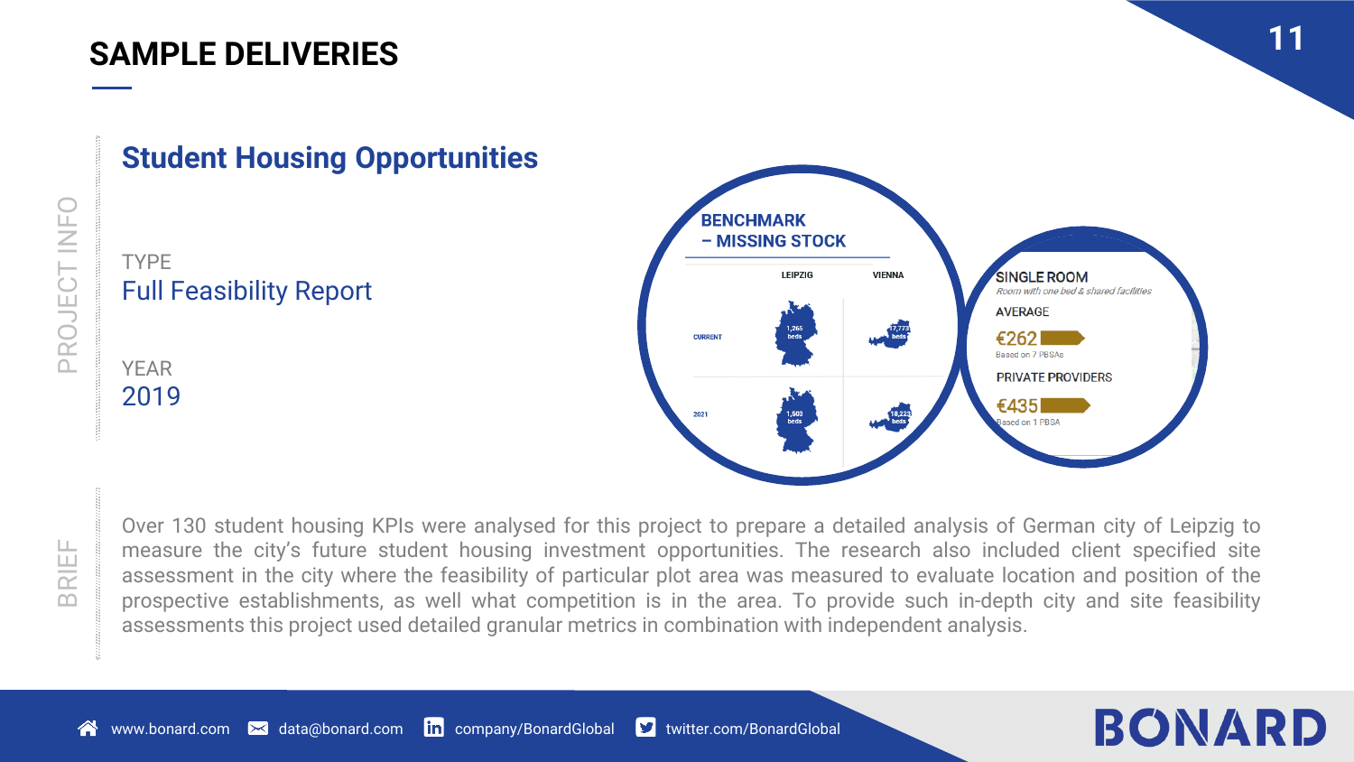# SAMPLE DELIVERIES

PROJECT INFO

## Student Housing Opportunities

TYPE
Full Feasibility Report

YEAR
2019

**BENCHMARK – MISSING STOCK**

| | LEIPZIG | VIENNA |
|---|---|---|
| CURRENT | 1,265 beds | 17,773 beds |
| 2021 | 1,503 beds | 18,223 beds |

**SINGLE ROOM**
*Room with one bed & shared facilities*

AVERAGE
€262
Based on 7 PBSAs

PRIVATE PROVIDERS
€435
Based on 1 PBSA

BRIEF

Over 130 student housing KPIs were analysed for this project to prepare a detailed analysis of German city of Leipzig to measure the city's future student housing investment opportunities. The research also included client specified site assessment in the city where the feasibility of particular plot area was measured to evaluate location and position of the prospective establishments, as well what competition is in the area. To provide such in-depth city and site feasibility assessments this project used detailed granular metrics in combination with independent analysis.

www.bonard.com | data@bonard.com | company/BonardGlobal | twitter.com/BonardGlobal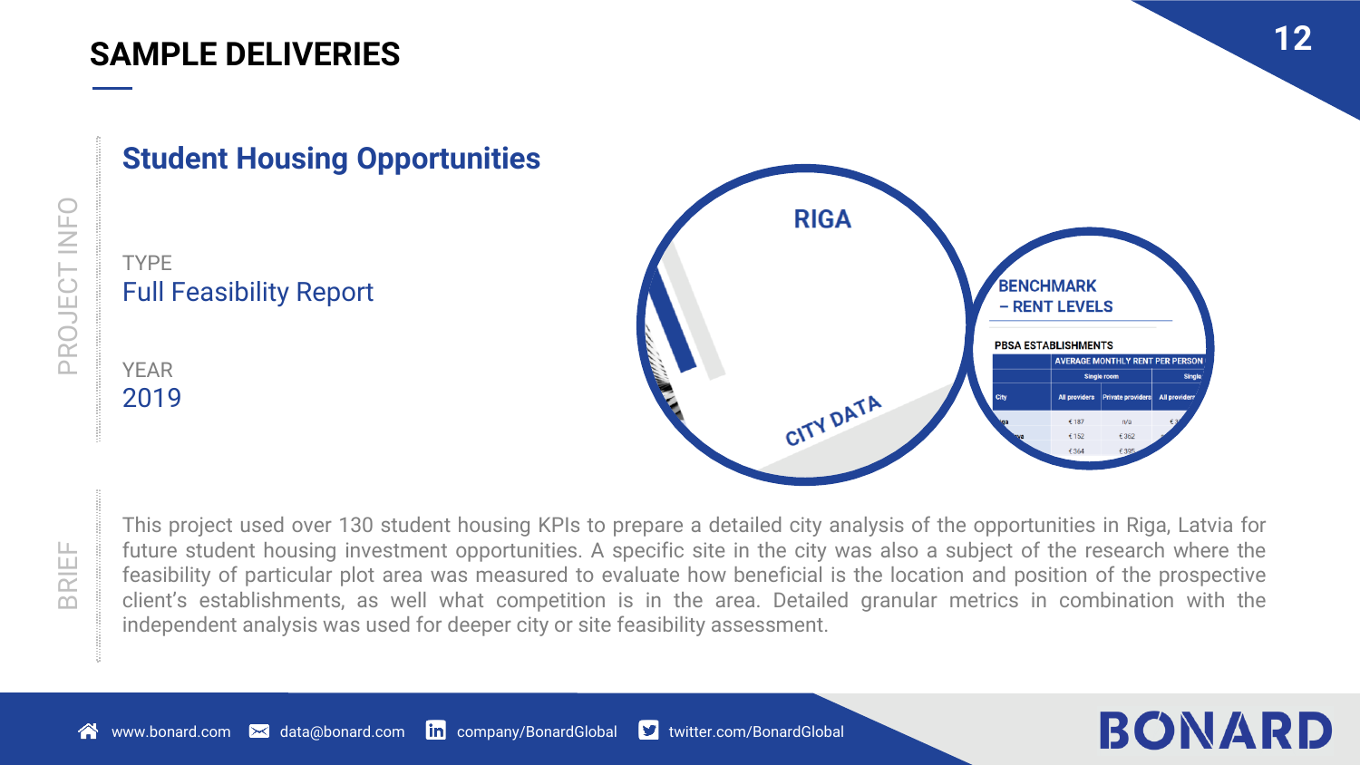# SAMPLE DELIVERIES

PROJECT INFO

## Student Housing Opportunities

TYPE
Full Feasibility Report

YEAR
2019

RIGA

CITY DATA

BENCHMARK – RENT LEVELS

PBSA ESTABLISHMENTS

BRIEF

This project used over 130 student housing KPIs to prepare a detailed city analysis of the opportunities in Riga, Latvia for future student housing investment opportunities. A specific site in the city was also a subject of the research where the feasibility of particular plot area was measured to evaluate how beneficial is the location and position of the prospective client's establishments, as well what competition is in the area. Detailed granular metrics in combination with the independent analysis was used for deeper city or site feasibility assessment.

www.bonard.com data@bonard.com company/BonardGlobal twitter.com/BonardGlobal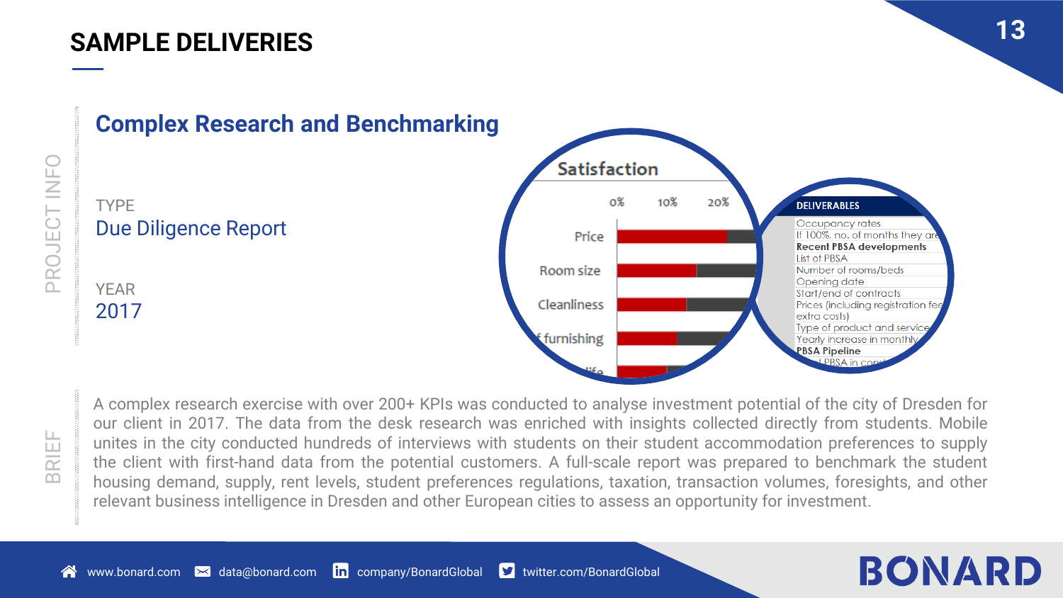# SAMPLE DELIVERIES

PROJECT INFO

## Complex Research and Benchmarking

TYPE
Due Diligence Report

YEAR
2017

Satisfaction

| | 0% | 10% | 20% |
|---|---|---|---|
| Price | | | |
| Room size | | | |
| Cleanliness | | | |
| f furnishing | | | |

| DELIVERABLES |
|---|
| Occupancy rates |
| If 100%, no. of months they are |
| **Recent PBSA developments** |
| List of PBSA |
| Number of rooms/beds |
| Opening date |
| Start/end of contracts |
| Prices (including registration fee extra costs) |
| Type of product and service |
| Yearly increase in monthly |
| **PBSA Pipeline** |
| ...f PBSA in con... |

BRIEF

A complex research exercise with over 200+ KPIs was conducted to analyse investment potential of the city of Dresden for our client in 2017. The data from the desk research was enriched with insights collected directly from students. Mobile unites in the city conducted hundreds of interviews with students on their student accommodation preferences to supply the client with first-hand data from the potential customers. A full-scale report was prepared to benchmark the student housing demand, supply, rent levels, student preferences regulations, taxation, transaction volumes, foresights, and other relevant business intelligence in Dresden and other European cities to assess an opportunity for investment.

www.bonard.com data@bonard.com company/BonardGlobal twitter.com/BonardGlobal

BONARD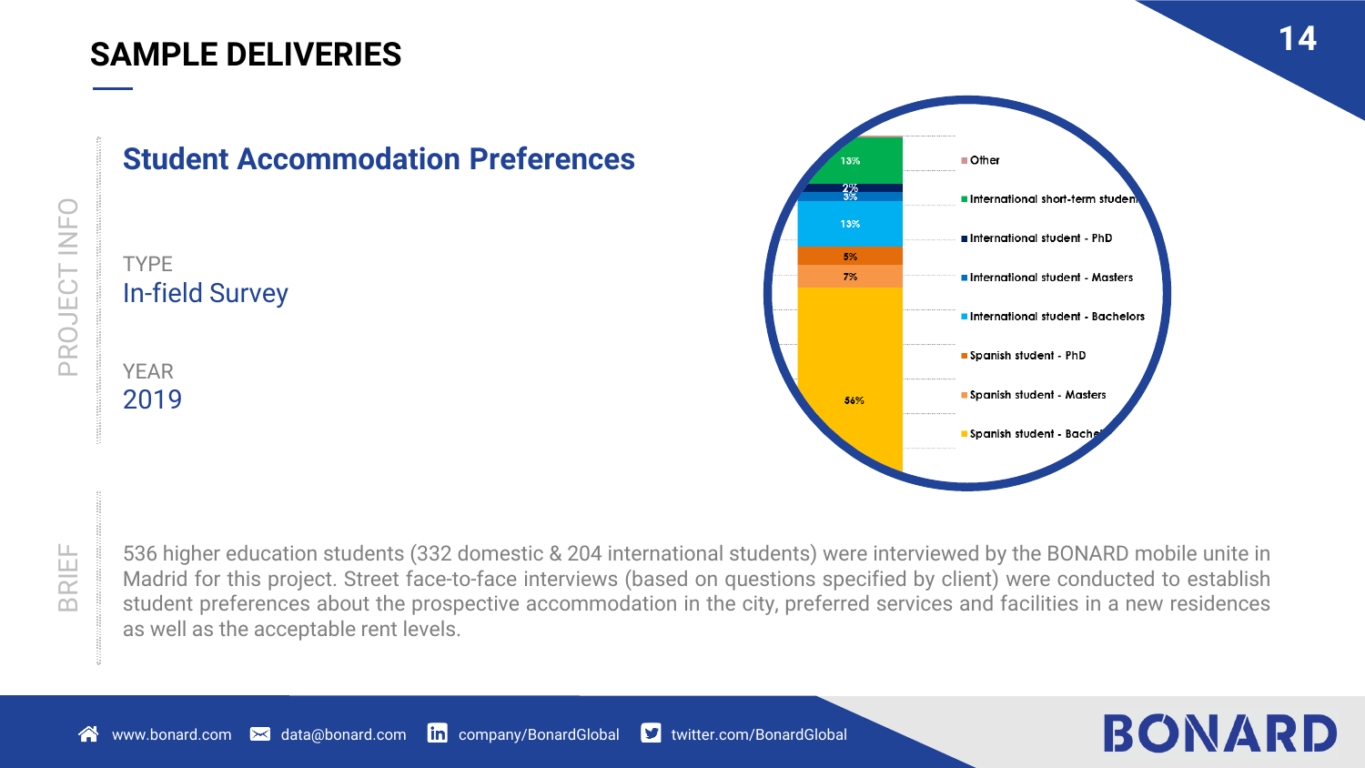# SAMPLE DELIVERIES

PROJECT INFO

## Student Accommodation Preferences

TYPE
In-field Survey

YEAR
2019

| Category | Share |
| --- | --- |
| Other | |
| International short-term student | 13% |
| International student - PhD | 2% |
| International student - Masters | 3% |
| International student - Bachelors | 13% |
| Spanish student - PhD | 5% |
| Spanish student - Masters | 7% |
| Spanish student - Bachelors | 56% |

BRIEF

536 higher education students (332 domestic & 204 international students) were interviewed by the BONARD mobile unite in Madrid for this project. Street face-to-face interviews (based on questions specified by client) were conducted to establish student preferences about the prospective accommodation in the city, preferred services and facilities in a new residences as well as the acceptable rent levels.

www.bonard.com | data@bonard.com | company/BonardGlobal | twitter.com/BonardGlobal

BONARD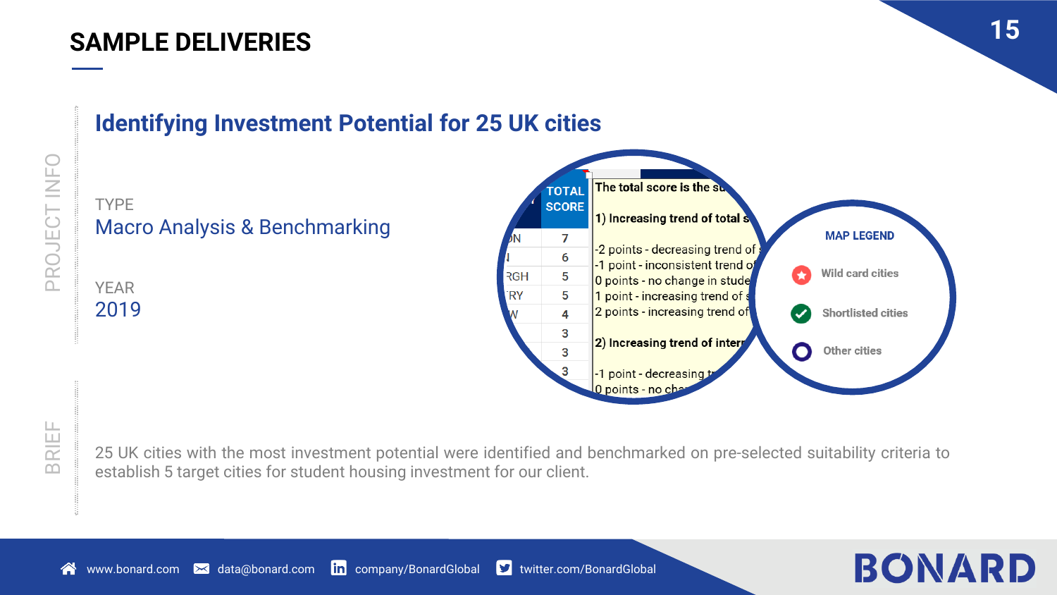# SAMPLE DELIVERIES

PROJECT INFO

## Identifying Investment Potential for 25 UK cities

TYPE
Macro Analysis & Benchmarking

YEAR
2019

| | TOTAL SCORE |
|---|---|
| ON | 7 |
| N | 6 |
| RGH | 5 |
| RY | 5 |
| W | 4 |
| | 3 |
| | 3 |
| | 3 |

The total score is the su

1) Increasing trend of total s

-2 points - decreasing trend of
-1 point - inconsistent trend o
0 points - no change in stude
1 point - increasing trend of
2 points - increasing trend of

2) Increasing trend of inter

-1 point - decreasing t
0 points - no cha

MAP LEGEND

- Wild card cities
- Shortlisted cities
- Other cities

BRIEF

25 UK cities with the most investment potential were identified and benchmarked on pre-selected suitability criteria to establish 5 target cities for student housing investment for our client.

www.bonard.com data@bonard.com company/BonardGlobal twitter.com/BonardGlobal

BONARD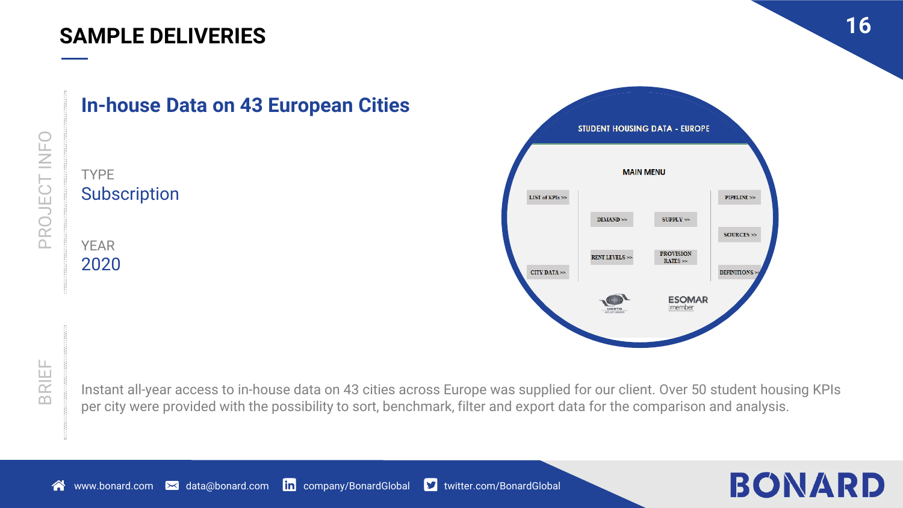# SAMPLE DELIVERIES

PROJECT INFO

## In-house Data on 43 European Cities

TYPE
Subscription

YEAR
2020

BRIEF

Instant all-year access to in-house data on 43 cities across Europe was supplied for our client. Over 50 student housing KPIs per city were provided with the possibility to sort, benchmark, filter and export data for the comparison and analysis.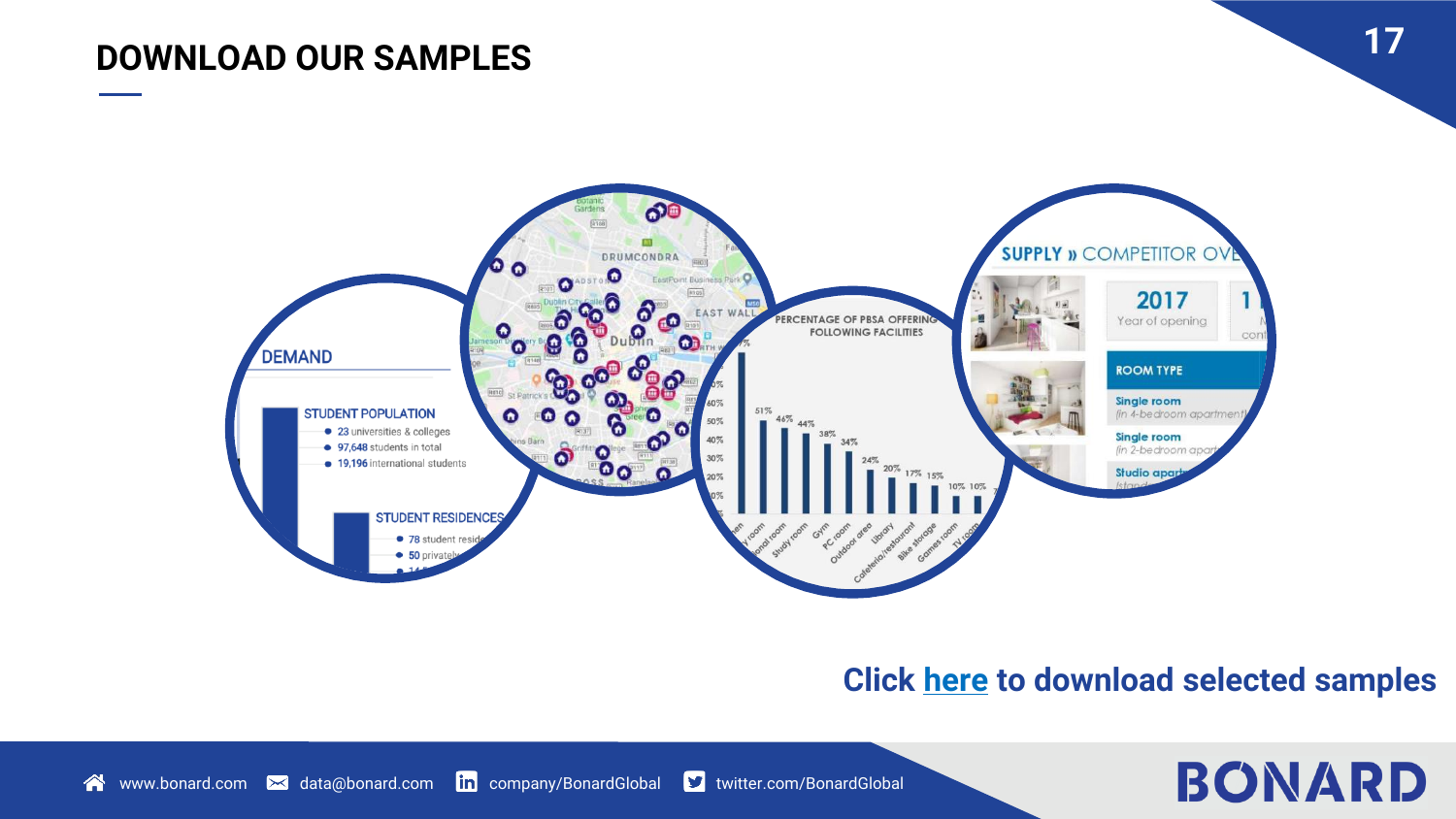# DOWNLOAD OUR SAMPLES

DEMAND

STUDENT POPULATION

- 23 universities & colleges
- 97,648 students in total
- 19,196 international students

STUDENT RESIDENCES

- 78 student resid...
- 50 privately...

PERCENTAGE OF PBSA OFFERING FOLLOWING FACILITIES

SUPPLY » COMPETITOR OVE...

2017 Year of opening

ROOM TYPE

Single room (in 4-bedroom apartment)

Single room (in 2-bedroom apart...

Studio apart...

Click here to download selected samples

www.bonard.com data@bonard.com company/BonardGlobal twitter.com/BonardGlobal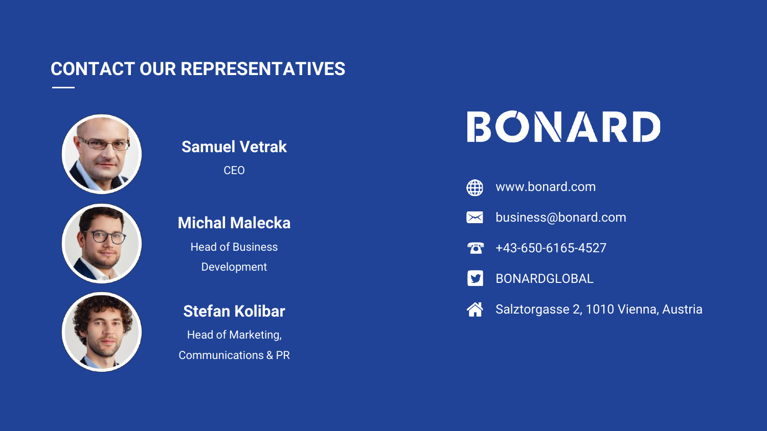# CONTACT OUR REPRESENTATIVES

**Samuel Vetrak**
CEO

**Michal Malecka**
Head of Business Development

**Stefan Kolibar**
Head of Marketing, Communications & PR

BONARD

www.bonard.com

business@bonard.com

+43-650-6165-4527

BONARDGLOBAL

Salztorgasse 2, 1010 Vienna, Austria